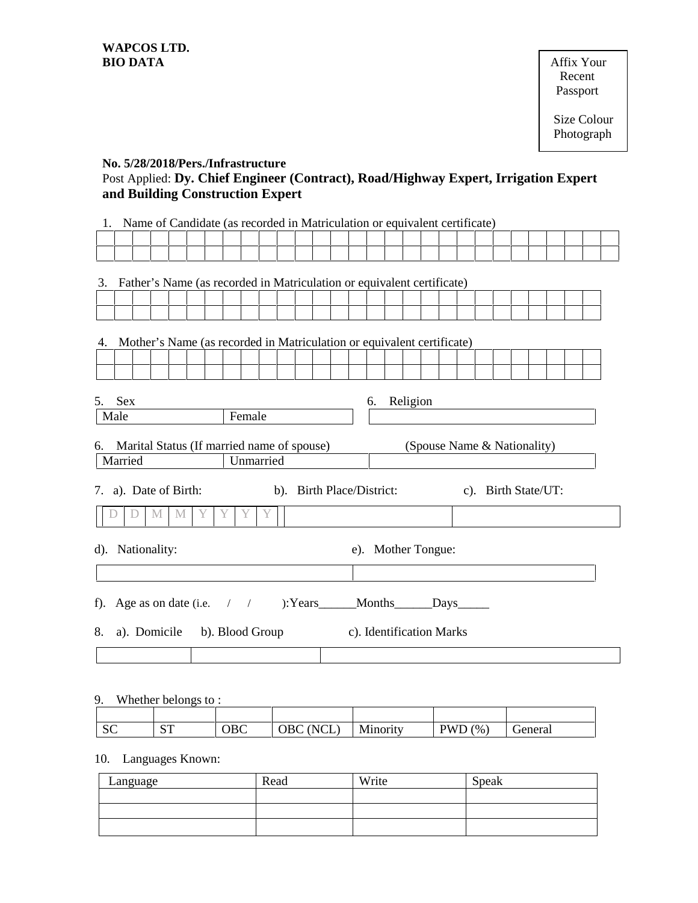**WAPCOS LTD.**
**BIO DATA**

Affix Your Recent Passport Size Colour Photograph

**No. 5/28/2018/Pers./Infrastructure**
Post Applied: **Dy. Chief Engineer (Contract), Road/Highway Expert, Irrigation Expert and Building Construction Expert**

1. Name of Candidate (as recorded in Matriculation or equivalent certificate)

| | | | | | | | | | | | | | | | | | | | | | | | | | | | | |
|---|---|---|---|---|---|---|---|---|---|---|---|---|---|---|---|---|---|---|---|---|---|---|---|---|---|---|---|---|
| | | | | | | | | | | | | | | | | | | | | | | | | | | | | |

3. Father's Name (as recorded in Matriculation or equivalent certificate)

| | | | | | | | | | | | | | | | | | | | | | | | | | | | |
|---|---|---|---|---|---|---|---|---|---|---|---|---|---|---|---|---|---|---|---|---|---|---|---|---|---|---|---|
| | | | | | | | | | | | | | | | | | | | | | | | | | | | |

4. Mother's Name (as recorded in Matriculation or equivalent certificate)

| | | | | | | | | | | | | | | | | | | | | | | | | | | | |
|---|---|---|---|---|---|---|---|---|---|---|---|---|---|---|---|---|---|---|---|---|---|---|---|---|---|---|---|
| | | | | | | | | | | | | | | | | | | | | | | | | | | | |

5. Sex

| Male | Female |
|---|---|

6. Religion

| |
|---|

6. Marital Status (If married name of spouse) (Spouse Name & Nationality)

| Married | Unmarried | |
|---|---|---|

7. a). Date of Birth: b). Birth Place/District: c). Birth State/UT:

| D | D | M | M | Y | Y | Y | Y | | |
|---|---|---|---|---|---|---|---|---|---|

d). Nationality: e). Mother Tongue:

| | |
|---|---|

f). Age as on date (i.e. / / ):Years______Months______Days_____

8. a). Domicile b). Blood Group c). Identification Marks

| | | |
|---|---|---|

9. Whether belongs to :

| | | | | | | |
|---|---|---|---|---|---|---|
| SC | ST | OBC | OBC (NCL) | Minority | PWD (%) | General |

10. Languages Known:

| Language | Read | Write | Speak |
|---|---|---|---|
| | | | |
| | | | |
| | | | |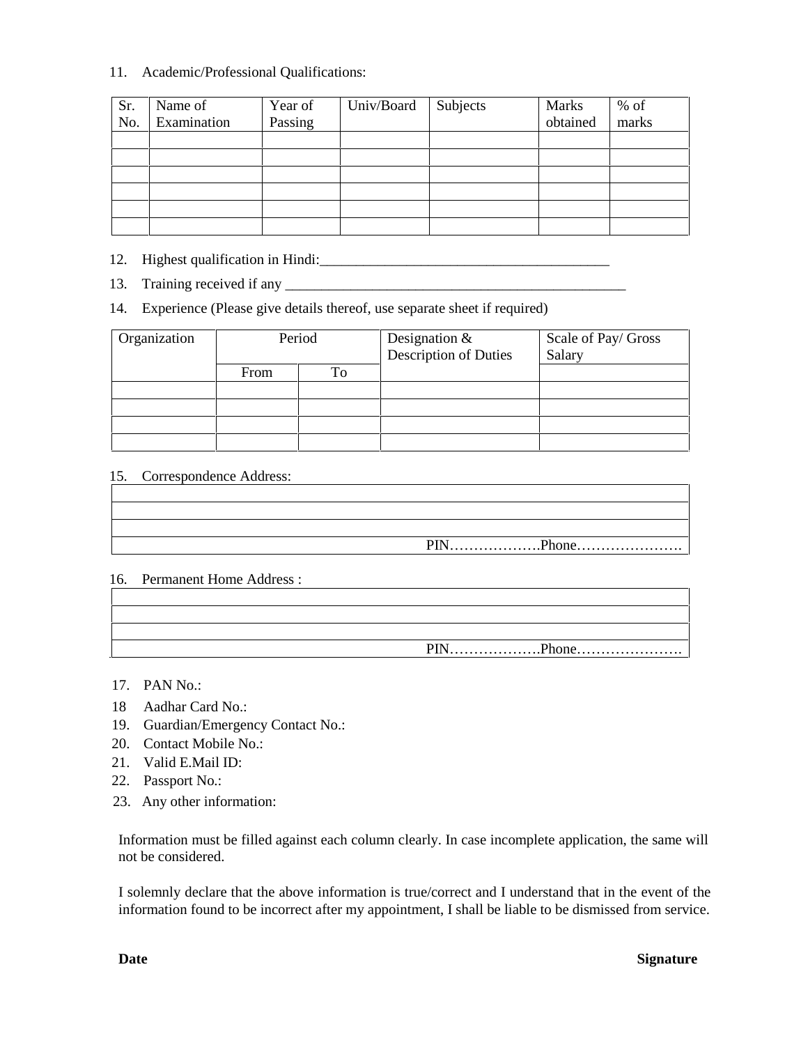11. Academic/Professional Qualifications:

| Sr. No. | Name of Examination | Year of Passing | Univ/Board | Subjects | Marks obtained | % of marks |
|---|---|---|---|---|---|---|
| | | | | | | |
| | | | | | | |
| | | | | | | |
| | | | | | | |
| | | | | | | |
| | | | | | | |

12. Highest qualification in Hindi:_________________________________________

13. Training received if any _________________________________________________

14. Experience (Please give details thereof, use separate sheet if required)

| Organization | Period | | Designation & Description of Duties | Scale of Pay/ Gross Salary |
|---|---|---|---|---|
| | From | To | | |
| | | | | |
| | | | | |
| | | | | |
| | | | | |

15. Correspondence Address:

| |
|---|
| |
| |
| |
| PIN……………….Phone…………………. |

16. Permanent Home Address :

| |
|---|
| |
| |
| |
| PIN……………….Phone…………………. |

17. PAN No.:

18 Aadhar Card No.:

19. Guardian/Emergency Contact No.:

20. Contact Mobile No.:

21. Valid E.Mail ID:

22. Passport No.:

23. Any other information:

Information must be filled against each column clearly. In case incomplete application, the same will not be considered.

I solemnly declare that the above information is true/correct and I understand that in the event of the information found to be incorrect after my appointment, I shall be liable to be dismissed from service.

**Date** **Signature**